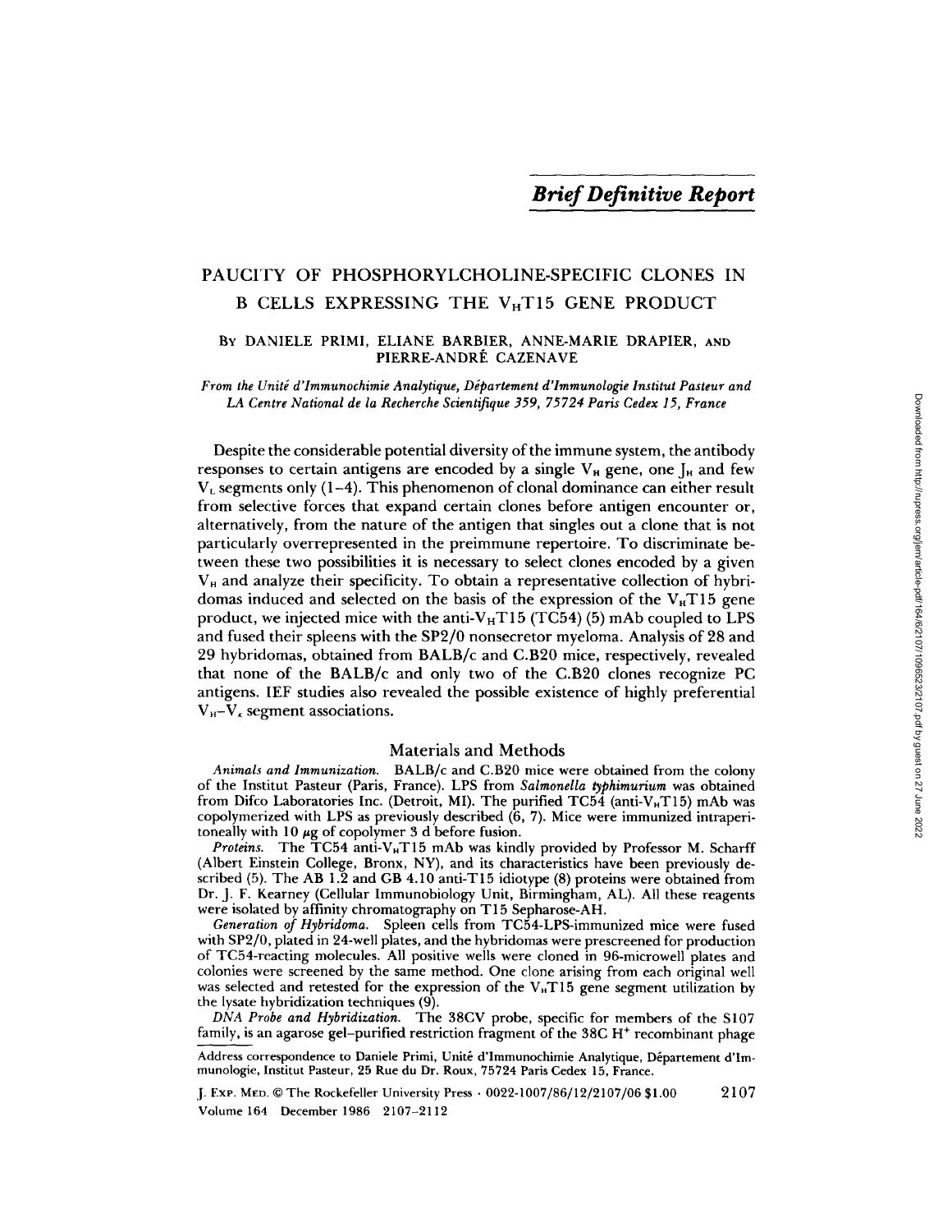*Brief Definitive Report*

# PAUCITY OF PHOSPHORYLCHOLINE-SPECIFIC CLONES IN B CELLS EXPRESSING THE $V_HT15$ GENE PRODUCT

By DANIELE PRIMI, ELIANE BARBIER, ANNE-MARIE DRAPIER, AND PIERRE-ANDRÉ CAZENAVE

*From the Unité d'Immunochimie Analytique, Département d'Immunologie Institut Pasteur and LA Centre National de la Recherche Scientifique 359, 75724 Paris Cedex 15, France*

Despite the considerable potential diversity of the immune system, the antibody responses to certain antigens are encoded by a single $V_H$ gene, one $J_H$ and few $V_L$ segments only (1–4). This phenomenon of clonal dominance can either result from selective forces that expand certain clones before antigen encounter or, alternatively, from the nature of the antigen that singles out a clone that is not particularly overrepresented in the preimmune repertoire. To discriminate between these two possibilities it is necessary to select clones encoded by a given $V_H$ and analyze their specificity. To obtain a representative collection of hybridomas induced and selected on the basis of the expression of the $V_HT15$ gene product, we injected mice with the anti-$V_HT15$ (TC54) (5) mAb coupled to LPS and fused their spleens with the SP2/0 nonsecretor myeloma. Analysis of 28 and 29 hybridomas, obtained from BALB/c and C.B20 mice, respectively, revealed that none of the BALB/c and only two of the C.B20 clones recognize PC antigens. IEF studies also revealed the possible existence of highly preferential $V_H$–$V_\kappa$ segment associations.

## Materials and Methods

*Animals and Immunization.* BALB/c and C.B20 mice were obtained from the colony of the Institut Pasteur (Paris, France). LPS from *Salmonella typhimurium* was obtained from Difco Laboratories Inc. (Detroit, MI). The purified TC54 (anti-$V_HT15$) mAb was copolymerized with LPS as previously described (6, 7). Mice were immunized intraperitoneally with 10 μg of copolymer 3 d before fusion.

*Proteins.* The TC54 anti-$V_HT15$ mAb was kindly provided by Professor M. Scharff (Albert Einstein College, Bronx, NY), and its characteristics have been previously described (5). The AB 1.2 and GB 4.10 anti-T15 idiotype (8) proteins were obtained from Dr. J. F. Kearney (Cellular Immunobiology Unit, Birmingham, AL). All these reagents were isolated by affinity chromatography on T15 Sepharose-AH.

*Generation of Hybridoma.* Spleen cells from TC54-LPS-immunized mice were fused with SP2/0, plated in 24-well plates, and the hybridomas were prescreened for production of TC54-reacting molecules. All positive wells were cloned in 96-microwell plates and colonies were screened by the same method. One clone arising from each original well was selected and retested for the expression of the $V_HT15$ gene segment utilization by the lysate hybridization techniques (9).

*DNA Probe and Hybridization.* The 38CV probe, specific for members of the S107 family, is an agarose gel–purified restriction fragment of the 38C $H^+$ recombinant phage

Address correspondence to Daniele Primi, Unité d'Immunochimie Analytique, Département d'Immunologie, Institut Pasteur, 25 Rue du Dr. Roux, 75724 Paris Cedex 15, France.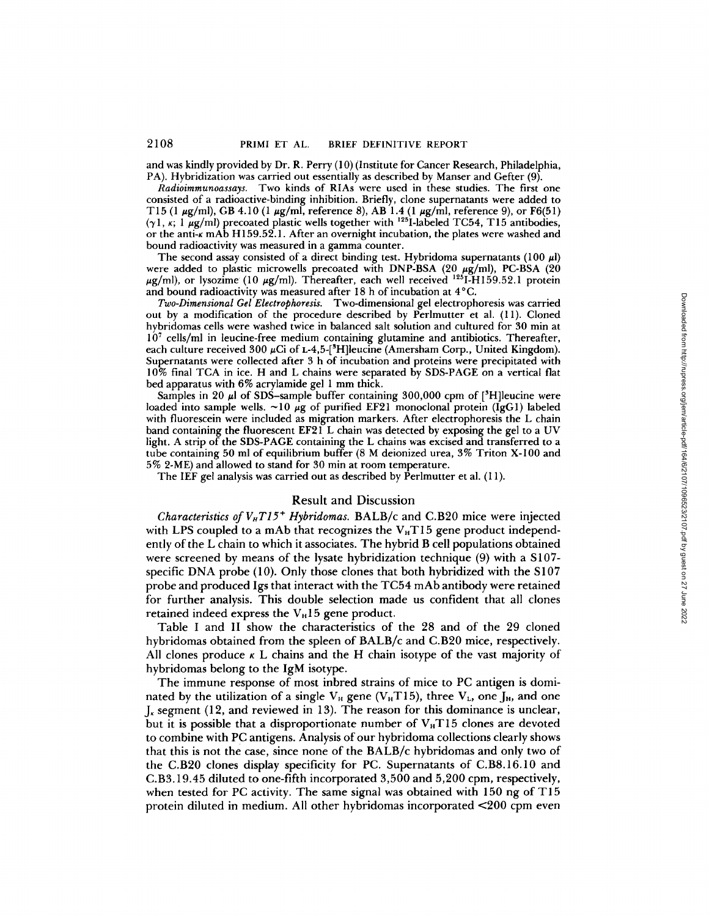and was kindly provided by Dr. R. Perry (10) (Institute for Cancer Research, Philadelphia, PA). Hybridization was carried out essentially as described by Manser and Gefter (9).

*Radioimmunoassays.* Two kinds of RIAs were used in these studies. The first one consisted of a radioactive-binding inhibition. Briefly, clone supernatants were added to T15 (1 μg/ml), GB 4.10 (1 μg/ml, reference 8), AB 1.4 (1 μg/ml, reference 9), or F6(51) (γ1, κ; 1 μg/ml) precoated plastic wells together with $^{125}$I-labeled TC54, T15 antibodies, or the anti-κ mAb H159.52.1. After an overnight incubation, the plates were washed and bound radioactivity was measured in a gamma counter.

The second assay consisted of a direct binding test. Hybridoma supernatants (100 μl) were added to plastic microwells precoated with DNP-BSA (20 μg/ml), PC-BSA (20 μg/ml), or lysozime (10 μg/ml). Thereafter, each well received $^{125}$I-H159.52.1 protein and bound radioactivity was measured after 18 h of incubation at 4°C.

*Two-Dimensional Gel Electrophoresis.* Two-dimensional gel electrophoresis was carried out by a modification of the procedure described by Perlmutter et al. (11). Cloned hybridomas cells were washed twice in balanced salt solution and cultured for 30 min at $10^7$ cells/ml in leucine-free medium containing glutamine and antibiotics. Thereafter, each culture received 300 μCi of L-4,5-[$^3$H]leucine (Amersham Corp., United Kingdom). Supernatants were collected after 3 h of incubation and proteins were precipitated with 10% final TCA in ice. H and L chains were separated by SDS-PAGE on a vertical flat bed apparatus with 6% acrylamide gel 1 mm thick.

Samples in 20 μl of SDS–sample buffer containing 300,000 cpm of [$^3$H]leucine were loaded into sample wells. ~10 μg of purified EF21 monoclonal protein (IgG1) labeled with fluorescein were included as migration markers. After electrophoresis the L chain band containing the fluorescent EF21 L chain was detected by exposing the gel to a UV light. A strip of the SDS-PAGE containing the L chains was excised and transferred to a tube containing 50 ml of equilibrium buffer (8 M deionized urea, 3% Triton X-100 and 5% 2-ME) and allowed to stand for 30 min at room temperature.

The IEF gel analysis was carried out as described by Perlmutter et al. (11).

## Result and Discussion

*Characteristics of $V_HT15^+$ Hybridomas.* BALB/c and C.B20 mice were injected with LPS coupled to a mAb that recognizes the $V_HT15$ gene product independently of the L chain to which it associates. The hybrid B cell populations obtained were screened by means of the lysate hybridization technique (9) with a S107-specific DNA probe (10). Only those clones that both hybridized with the S107 probe and produced Igs that interact with the TC54 mAb antibody were retained for further analysis. This double selection made us confident that all clones retained indeed express the $V_H15$ gene product.

Table I and II show the characteristics of the 28 and of the 29 cloned hybridomas obtained from the spleen of BALB/c and C.B20 mice, respectively. All clones produce κ L chains and the H chain isotype of the vast majority of hybridomas belong to the IgM isotype.

The immune response of most inbred strains of mice to PC antigen is dominated by the utilization of a single $V_H$ gene ($V_HT15$), three $V_L$, one $J_H$, and one $J_\kappa$ segment (12, and reviewed in 13). The reason for this dominance is unclear, but it is possible that a disproportionate number of $V_HT15$ clones are devoted to combine with PC antigens. Analysis of our hybridoma collections clearly shows that this is not the case, since none of the BALB/c hybridomas and only two of the C.B20 clones display specificity for PC. Supernatants of C.B8.16.10 and C.B3.19.45 diluted to one-fifth incorporated 3,500 and 5,200 cpm, respectively, when tested for PC activity. The same signal was obtained with 150 ng of T15 protein diluted in medium. All other hybridomas incorporated <200 cpm even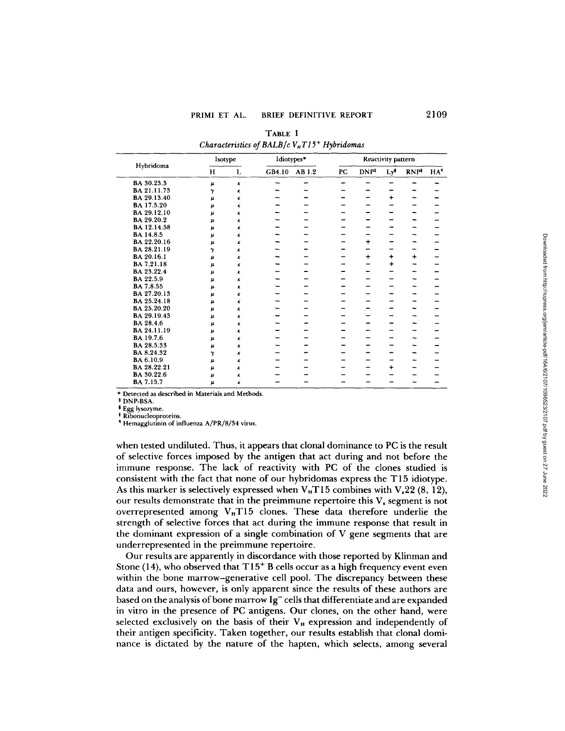TABLE I

*Characteristics of BALB/c $V_HT15^+$ Hybridomas*

| Hybridoma | Isotype | | Idiotypes* | | Reactivity pattern | | | | |
|---|---|---|---|---|---|---|---|---|---|
| | H | L | GB4.10 | AB 1.2 | PC | DNP‡ | Ly§ | RNP‖ | HA¶ |
| BA 30.23.3 | μ | κ | – | – | – | – | – | – | – |
| BA 21.11.73 | γ | κ | – | – | – | – | – | – | – |
| BA 29.13.40 | μ | κ | – | – | – | – | + | – | – |
| BA 17.5.20 | μ | κ | – | – | – | – | – | – | – |
| BA 29.12.10 | μ | κ | – | – | – | – | – | – | – |
| BA 29.20.2 | μ | κ | – | – | – | – | – | – | – |
| BA 12.14.58 | μ | κ | – | – | – | – | – | – | – |
| BA 14.8.5 | μ | κ | – | – | – | – | – | – | – |
| BA 22.20.16 | μ | κ | – | – | – | + | – | – | – |
| BA 28.21.19 | γ | κ | – | – | – | – | – | – | – |
| BA 20.16.1 | μ | κ | – | – | – | + | + | + | – |
| BA 7.21.18 | μ | κ | – | – | – | – | + | – | – |
| BA 23.22.4 | μ | κ | – | – | – | – | – | – | – |
| BA 22.5.9 | μ | κ | – | – | – | – | – | – | – |
| BA 7.8.55 | μ | κ | – | – | – | – | – | – | – |
| BA 27.20.13 | μ | κ | – | – | – | – | – | – | – |
| BA 25.24.18 | μ | κ | – | – | – | – | – | – | – |
| BA 25.20.20 | μ | κ | – | – | – | – | – | – | – |
| BA 29.19.43 | μ | κ | – | – | – | – | – | – | – |
| BA 28.4.6 | μ | κ | – | – | – | – | – | – | – |
| BA 24.11.19 | μ | κ | – | – | – | – | – | – | – |
| BA 19.7.6 | μ | κ | – | – | – | – | – | – | – |
| BA 28.5.33 | μ | κ | – | – | – | – | – | – | – |
| BA 8.24.32 | γ | κ | – | – | – | – | – | – | – |
| BA 6.10.9 | μ | κ | – | – | – | – | – | – | – |
| BA 28.22.21 | μ | κ | – | – | – | – | + | – | – |
| BA 30.22.6 | μ | κ | – | – | – | – | – | – | – |
| BA 7.15.7 | μ | κ | – | – | – | – | – | – | – |

\* Detected as described in Materials and Methods.
‡ DNP-BSA.
§ Egg lysozyme.
‖ Ribonucleoproteins.
¶ Hemagglutinin of influenza A/PR/8/34 virus.

when tested undiluted. Thus, it appears that clonal dominance to PC is the result of selective forces imposed by the antigen that act during and not before the immune response. The lack of reactivity with PC of the clones studied is consistent with the fact that none of our hybridomas express the T15 idiotype. As this marker is selectively expressed when $V_HT15$ combines with $V_\kappa 22$ (8, 12), our results demonstrate that in the preimmune repertoire this $V_\kappa$ segment is not overrepresented among $V_HT15$ clones. These data therefore underlie the strength of selective forces that act during the immune response that result in the dominant expression of a single combination of V gene segments that are underrepresented in the preimmune repertoire.

Our results are apparently in discordance with those reported by Klinman and Stone (14), who observed that $T15^+$ B cells occur as a high frequency event even within the bone marrow–generative cell pool. The discrepancy between these data and ours, however, is only apparent since the results of these authors are based on the analysis of bone marrow $Ig^-$ cells that differentiate and are expanded in vitro in the presence of PC antigens. Our clones, on the other hand, were selected exclusively on the basis of their $V_H$ expression and independently of their antigen specificity. Taken together, our results establish that clonal dominance is dictated by the nature of the hapten, which selects, among several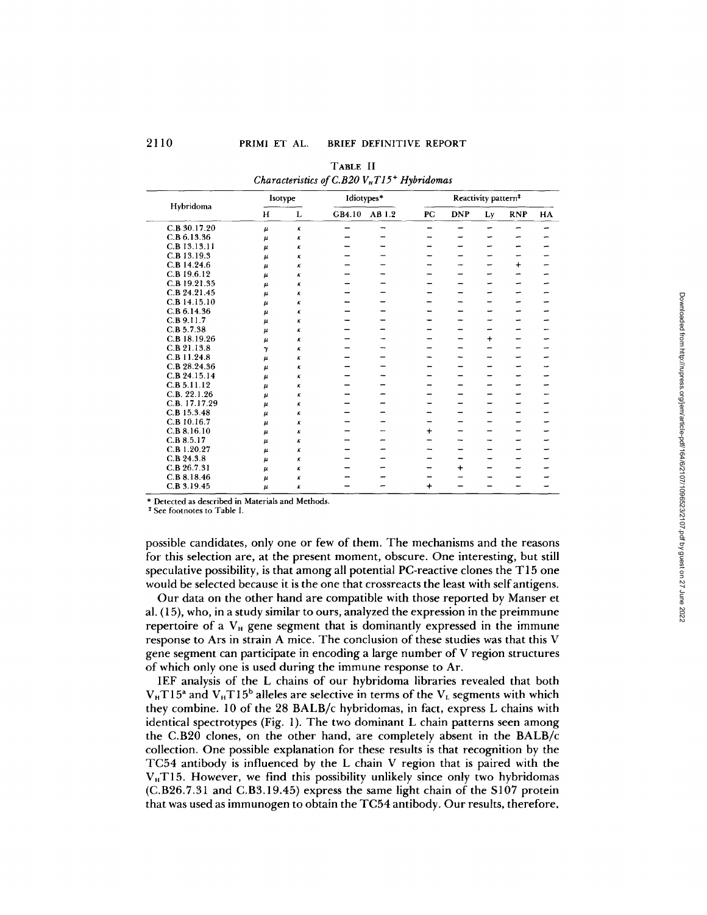TABLE II
*Characteristics of C.B20 $V_HT15^+$ Hybridomas*

| Hybridoma | Isotype | | Idiotypes* | | Reactivity pattern‡ | | | | |
|---|---|---|---|---|---|---|---|---|---|
| | H | L | GB4.10 | AB 1.2 | PC | DNP | Ly | RNP | HA |
| C.B 30.17.20 | μ | κ | – | – | – | – | – | – | – |
| C.B 6.13.36 | μ | κ | – | – | – | – | – | – | – |
| C.B 13.13.11 | μ | κ | – | – | – | – | – | – | – |
| C.B 13.19.3 | μ | κ | – | – | – | – | – | – | – |
| C.B 14.24.6 | μ | κ | – | – | – | – | – | + | – |
| C.B 19.6.12 | μ | κ | – | – | – | – | – | – | – |
| C.B 19.21.35 | μ | κ | – | – | – | – | – | – | – |
| C.B 24.21.45 | μ | κ | – | – | – | – | – | – | – |
| C.B 14.15.10 | μ | κ | – | – | – | – | – | – | – |
| C.B 6.14.36 | μ | κ | – | – | – | – | – | – | – |
| C.B 9.11.7 | μ | κ | – | – | – | – | – | – | – |
| C.B 5.7.38 | μ | κ | – | – | – | – | – | – | – |
| C.B 18.19.26 | μ | κ | – | – | – | – | + | – | – |
| C.B 21.13.8 | γ | κ | – | – | – | – | – | – | – |
| C.B 11.24.8 | μ | κ | – | – | – | – | – | – | – |
| C.B 28.24.36 | μ | κ | – | – | – | – | – | – | – |
| C.B 24.15.14 | μ | κ | – | – | – | – | – | – | – |
| C.B 5.11.12 | μ | κ | – | – | – | – | – | – | – |
| C.B. 22.1.26 | μ | κ | – | – | – | – | – | – | – |
| C.B. 17.17.29 | μ | κ | – | – | – | – | – | – | – |
| C.B 15.3.48 | μ | κ | – | – | – | – | – | – | – |
| C.B 10.16.7 | μ | κ | – | – | – | – | – | – | – |
| C.B 8.16.10 | μ | κ | – | – | + | – | – | – | – |
| C.B 8.5.17 | μ | κ | – | – | – | – | – | – | – |
| C.B 1.20.27 | μ | κ | – | – | – | – | – | – | – |
| C.B 24.3.8 | μ | κ | – | – | – | – | – | – | – |
| C.B 26.7.31 | μ | κ | – | – | – | + | – | – | – |
| C.B 8.18.46 | μ | κ | – | – | – | – | – | – | – |
| C.B 3.19.45 | μ | κ | – | – | + | – | – | – | – |

\* Detected as described in Materials and Methods.
‡ See footnotes to Table I.

possible candidates, only one or few of them. The mechanisms and the reasons for this selection are, at the present moment, obscure. One interesting, but still speculative possibility, is that among all potential PC-reactive clones the T15 one would be selected because it is the one that crossreacts the least with self antigens.

Our data on the other hand are compatible with those reported by Manser et al. (15), who, in a study similar to ours, analyzed the expression in the preimmune repertoire of a $V_H$ gene segment that is dominantly expressed in the immune response to Ars in strain A mice. The conclusion of these studies was that this V gene segment can participate in encoding a large number of V region structures of which only one is used during the immune response to Ar.

IEF analysis of the L chains of our hybridoma libraries revealed that both $V_HT15^a$ and $V_HT15^b$ alleles are selective in terms of the $V_L$ segments with which they combine. 10 of the 28 BALB/c hybridomas, in fact, express L chains with identical spectrotypes (Fig. 1). The two dominant L chain patterns seen among the C.B20 clones, on the other hand, are completely absent in the BALB/c collection. One possible explanation for these results is that recognition by the TC54 antibody is influenced by the L chain V region that is paired with the $V_HT15$. However, we find this possibility unlikely since only two hybridomas (C.B26.7.31 and C.B3.19.45) express the same light chain of the S107 protein that was used as immunogen to obtain the TC54 antibody. Our results, therefore,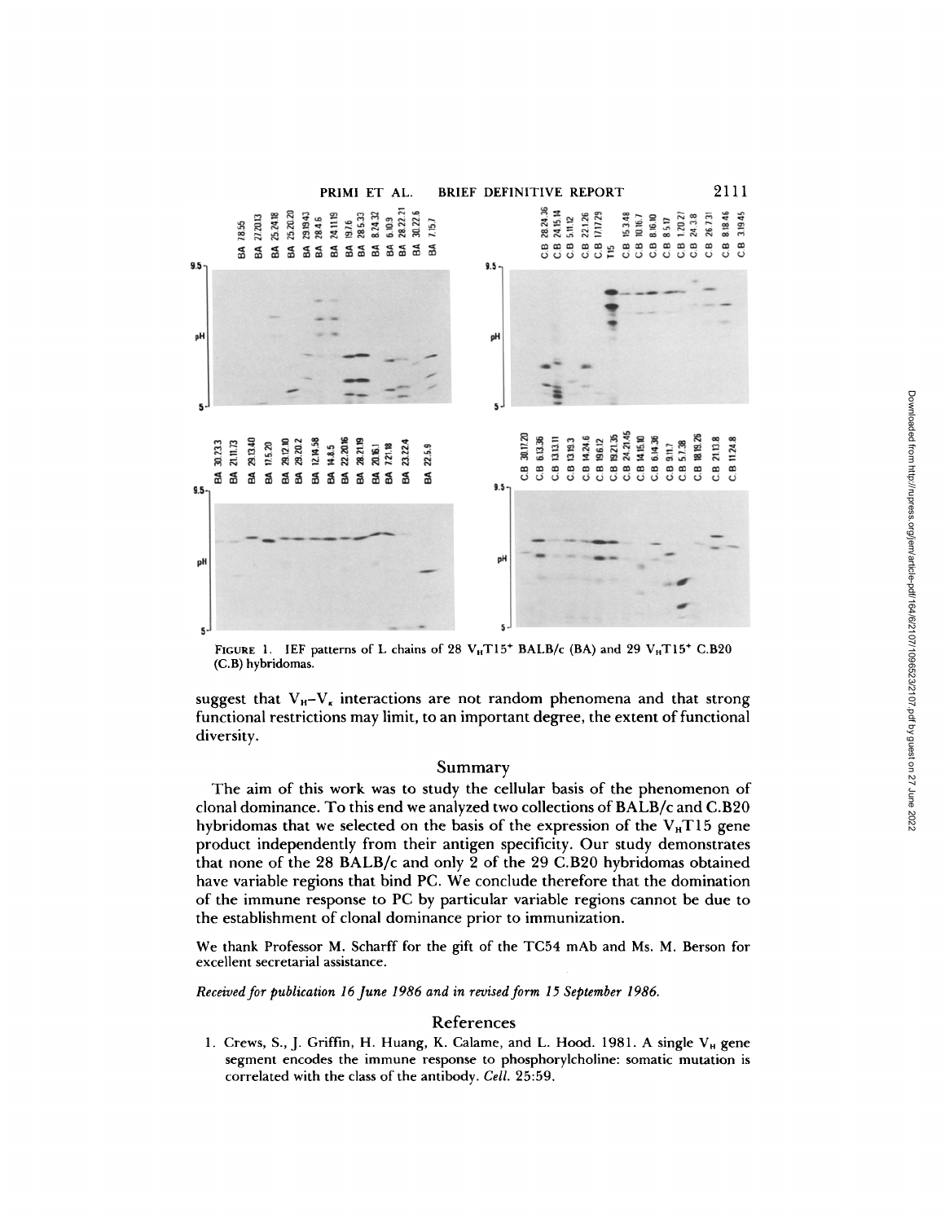FIGURE 1. IEF patterns of L chains of 28 $V_HT15^+$ BALB/c (BA) and 29 $V_HT15^+$ C.B20 (C.B) hybridomas.

suggest that $V_H$–$V_\kappa$ interactions are not random phenomena and that strong functional restrictions may limit, to an important degree, the extent of functional diversity.

## Summary

The aim of this work was to study the cellular basis of the phenomenon of clonal dominance. To this end we analyzed two collections of BALB/c and C.B20 hybridomas that we selected on the basis of the expression of the $V_HT15$ gene product independently from their antigen specificity. Our study demonstrates that none of the 28 BALB/c and only 2 of the 29 C.B20 hybridomas obtained have variable regions that bind PC. We conclude therefore that the domination of the immune response to PC by particular variable regions cannot be due to the establishment of clonal dominance prior to immunization.

We thank Professor M. Scharff for the gift of the TC54 mAb and Ms. M. Berson for excellent secretarial assistance.

*Received for publication 16 June 1986 and in revised form 15 September 1986.*

## References

1. Crews, S., J. Griffin, H. Huang, K. Calame, and L. Hood. 1981. A single $V_H$ gene segment encodes the immune response to phosphorylcholine: somatic mutation is correlated with the class of the antibody. *Cell.* 25:59.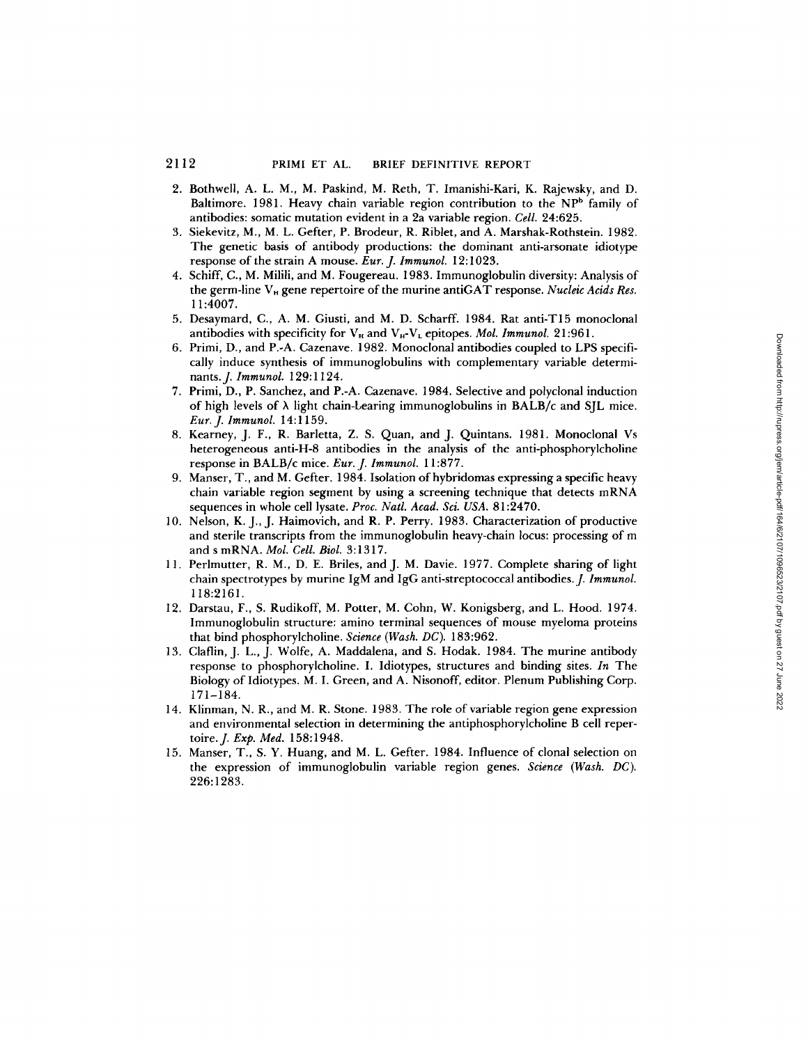2. Bothwell, A. L. M., M. Paskind, M. Reth, T. Imanishi-Kari, K. Rajewsky, and D. Baltimore. 1981. Heavy chain variable region contribution to the $NP^b$ family of antibodies: somatic mutation evident in a 2a variable region. *Cell.* 24:625.
3. Siekevitz, M., M. L. Gefter, P. Brodeur, R. Riblet, and A. Marshak-Rothstein. 1982. The genetic basis of antibody productions: the dominant anti-arsonate idiotype response of the strain A mouse. *Eur. J. Immunol.* 12:1023.
4. Schiff, C., M. Milili, and M. Fougereau. 1983. Immunoglobulin diversity: Analysis of the germ-line $V_H$ gene repertoire of the murine antiGAT response. *Nucleic Acids Res.* 11:4007.
5. Desaymard, C., A. M. Giusti, and M. D. Scharff. 1984. Rat anti-T15 monoclonal antibodies with specificity for $V_H$ and $V_H$-$V_L$ epitopes. *Mol. Immunol.* 21:961.
6. Primi, D., and P.-A. Cazenave. 1982. Monoclonal antibodies coupled to LPS specifically induce synthesis of immunoglobulins with complementary variable determinants. *J. Immunol.* 129:1124.
7. Primi, D., P. Sanchez, and P.-A. Cazenave. 1984. Selective and polyclonal induction of high levels of $\lambda$ light chain-bearing immunoglobulins in BALB/c and SJL mice. *Eur. J. Immunol.* 14:1159.
8. Kearney, J. F., R. Barletta, Z. S. Quan, and J. Quintans. 1981. Monoclonal Vs heterogeneous anti-H-8 antibodies in the analysis of the anti-phosphorylcholine response in BALB/c mice. *Eur. J. Immunol.* 11:877.
9. Manser, T., and M. Gefter. 1984. Isolation of hybridomas expressing a specific heavy chain variable region segment by using a screening technique that detects mRNA sequences in whole cell lysate. *Proc. Natl. Acad. Sci. USA.* 81:2470.
10. Nelson, K. J., J. Haimovich, and R. P. Perry. 1983. Characterization of productive and sterile transcripts from the immunoglobulin heavy-chain locus: processing of m and s mRNA. *Mol. Cell. Biol.* 3:1317.
11. Perlmutter, R. M., D. E. Briles, and J. M. Davie. 1977. Complete sharing of light chain spectrotypes by murine IgM and IgG anti-streptococcal antibodies. *J. Immunol.* 118:2161.
12. Darstau, F., S. Rudikoff, M. Potter, M. Cohn, W. Konigsberg, and L. Hood. 1974. Immunoglobulin structure: amino terminal sequences of mouse myeloma proteins that bind phosphorylcholine. *Science (Wash. DC).* 183:962.
13. Claflin, J. L., J. Wolfe, A. Maddalena, and S. Hodak. 1984. The murine antibody response to phosphorylcholine. I. Idiotypes, structures and binding sites. *In* The Biology of Idiotypes. M. I. Green, and A. Nisonoff, editor. Plenum Publishing Corp. 171–184.
14. Klinman, N. R., and M. R. Stone. 1983. The role of variable region gene expression and environmental selection in determining the antiphosphorylcholine B cell repertoire. *J. Exp. Med.* 158:1948.
15. Manser, T., S. Y. Huang, and M. L. Gefter. 1984. Influence of clonal selection on the expression of immunoglobulin variable region genes. *Science (Wash. DC).* 226:1283.